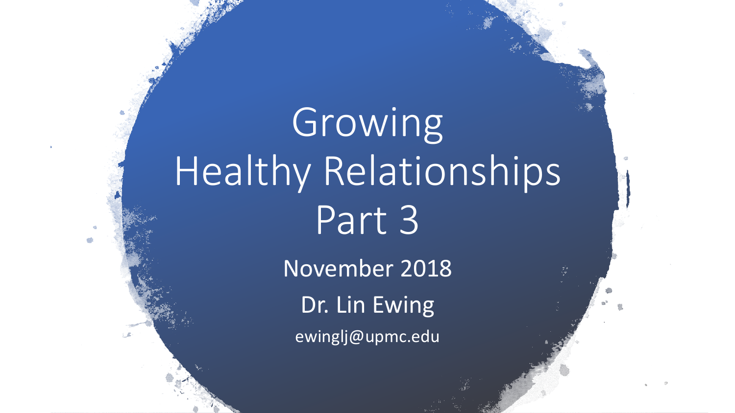# Growing Healthy Relationships Part 3

November 2018

Dr. Lin Ewing

ewinglj@upmc.edu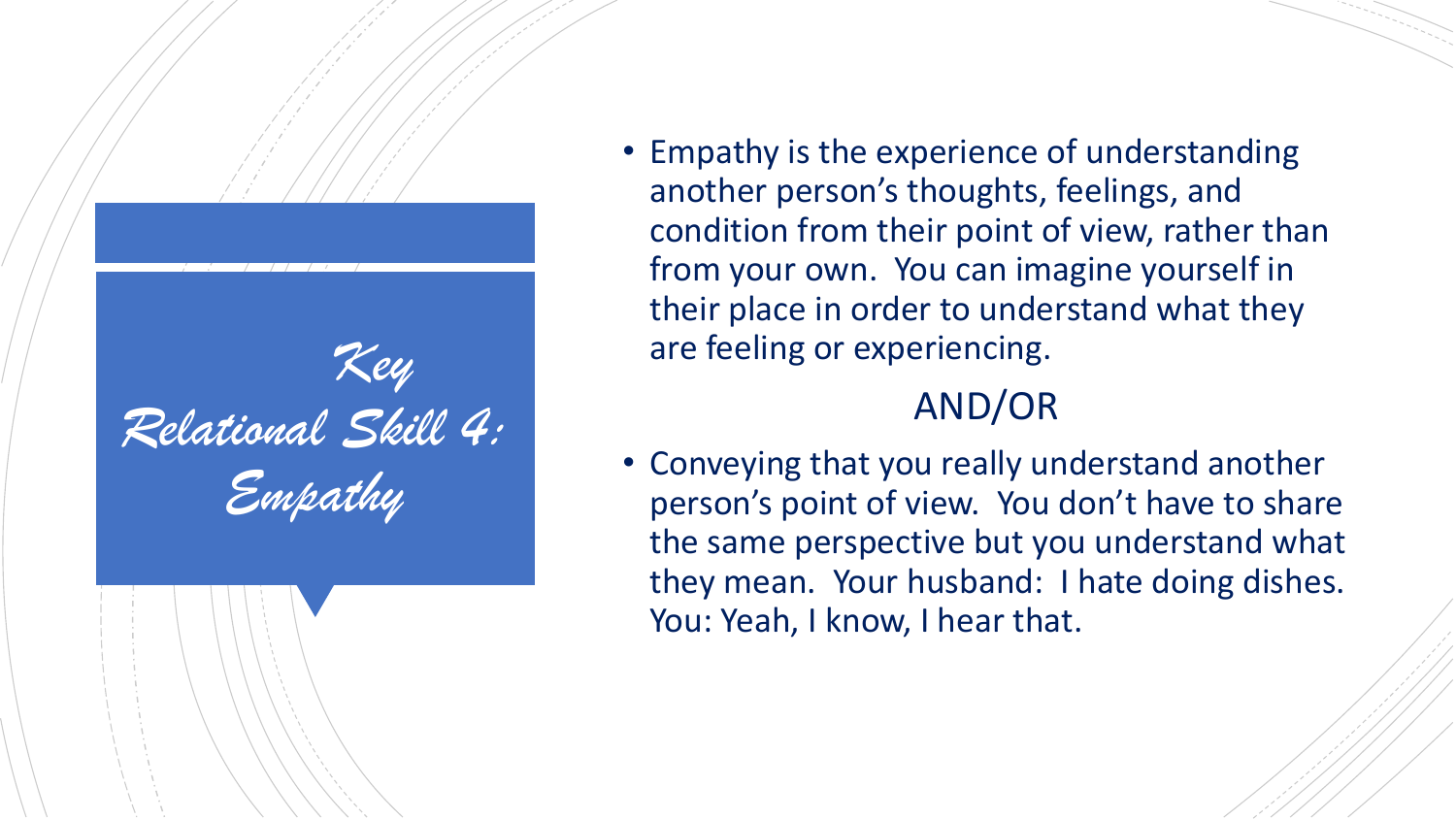# *Key Relational Skill 4: Empathy*

- Empathy is the experience of understanding another person's thoughts, feelings, and condition from their point of view, rather than from your own. You can imagine yourself in their place in order to understand what they are feeling or experiencing.

AND/OR

- Conveying that you really understand another person's point of view. You don't have to share the same perspective but you understand what they mean. Your husband: I hate doing dishes. You: Yeah, I know, I hear that.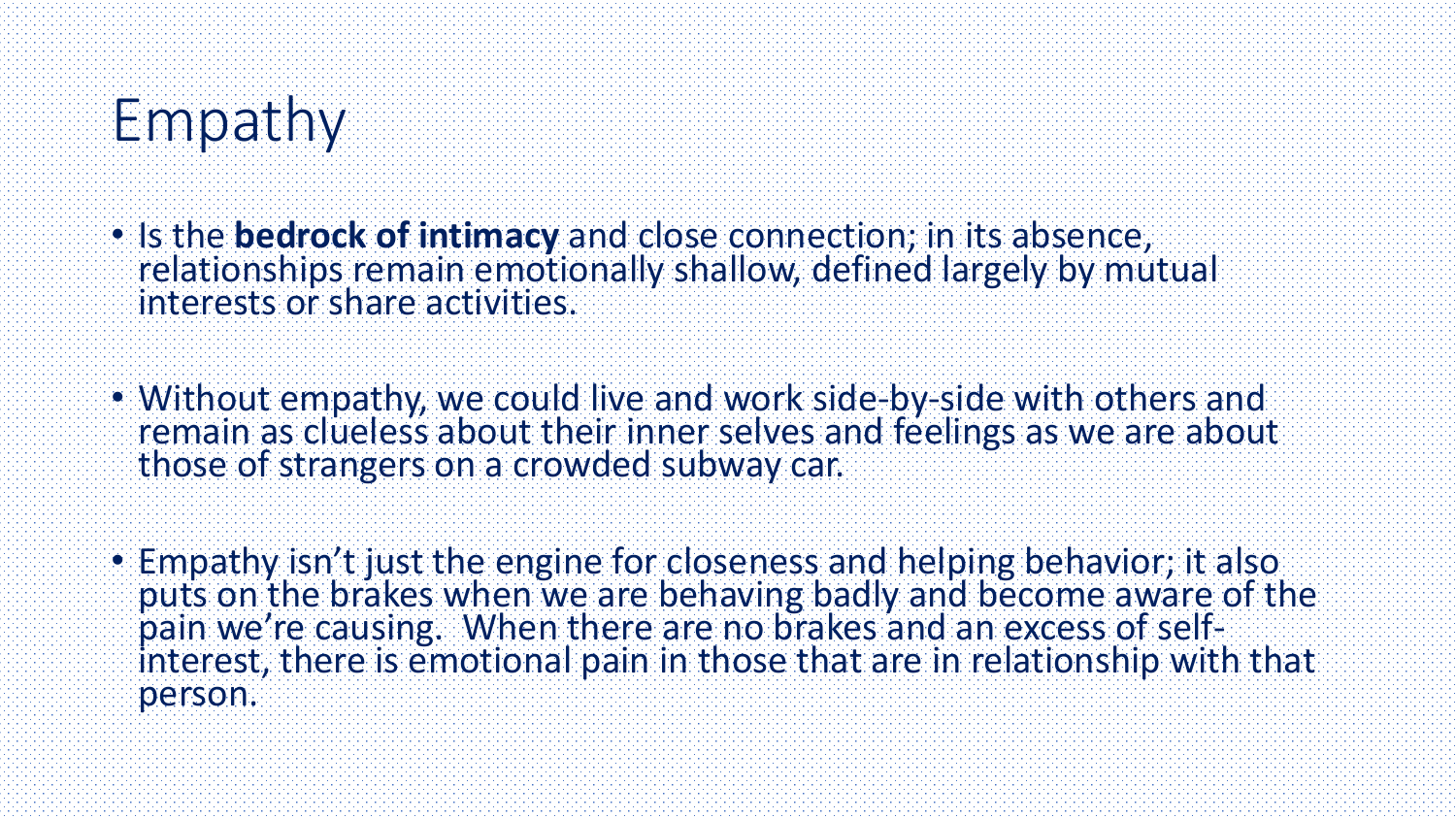# Empathy

- Is the **bedrock of intimacy** and close connection; in its absence, relationships remain emotionally shallow, defined largely by mutual interests or share activities.

- Without empathy, we could live and work side-by-side with others and remain as clueless about their inner selves and feelings as we are about those of strangers on a crowded subway car.

- Empathy isn't just the engine for closeness and helping behavior; it also puts on the brakes when we are behaving badly and become aware of the pain we're causing. When there are no brakes and an excess of self-interest, there is emotional pain in those that are in relationship with that person.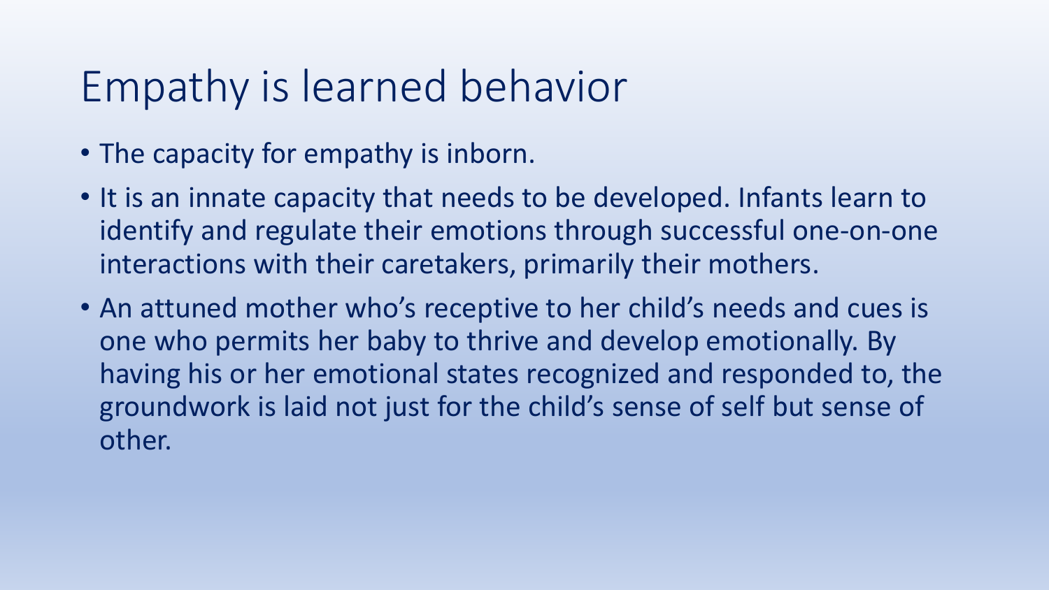# Empathy is learned behavior

- The capacity for empathy is inborn.
- It is an innate capacity that needs to be developed. Infants learn to identify and regulate their emotions through successful one-on-one interactions with their caretakers, primarily their mothers.
- An attuned mother who's receptive to her child's needs and cues is one who permits her baby to thrive and develop emotionally. By having his or her emotional states recognized and responded to, the groundwork is laid not just for the child's sense of self but sense of other.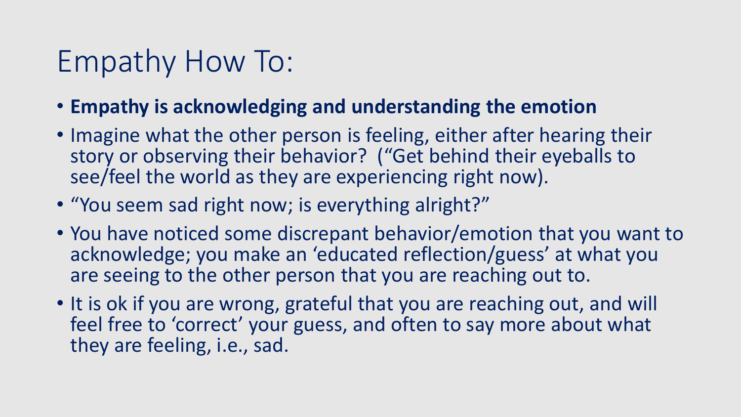# Empathy How To:

- **Empathy is acknowledging and understanding the emotion**
- Imagine what the other person is feeling, either after hearing their story or observing their behavior? ("Get behind their eyeballs to see/feel the world as they are experiencing right now).
- "You seem sad right now; is everything alright?"
- You have noticed some discrepant behavior/emotion that you want to acknowledge; you make an 'educated reflection/guess' at what you are seeing to the other person that you are reaching out to.
- It is ok if you are wrong, grateful that you are reaching out, and will feel free to 'correct' your guess, and often to say more about what they are feeling, i.e., sad.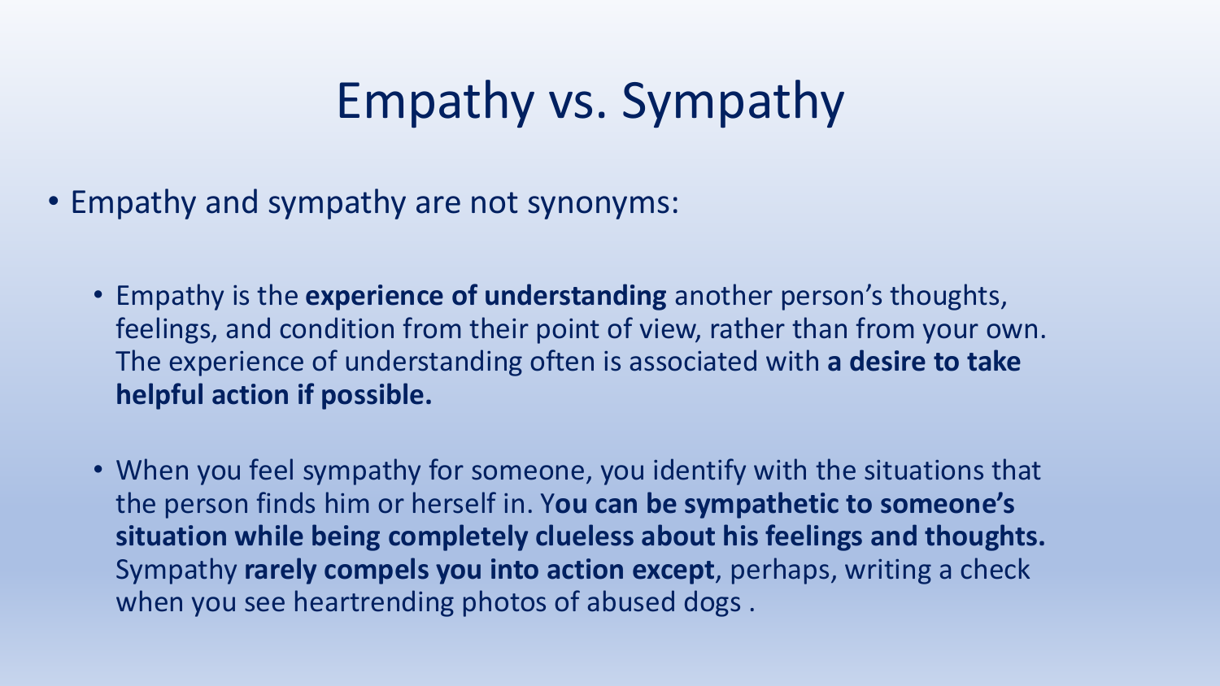# Empathy vs. Sympathy

- Empathy and sympathy are not synonyms:
  - Empathy is the **experience of understanding** another person's thoughts, feelings, and condition from their point of view, rather than from your own. The experience of understanding often is associated with **a desire to take helpful action if possible.**
  - When you feel sympathy for someone, you identify with the situations that the person finds him or herself in. Y**ou can be sympathetic to someone's situation while being completely clueless about his feelings and thoughts.** Sympathy **rarely compels you into action except**, perhaps, writing a check when you see heartrending photos of abused dogs .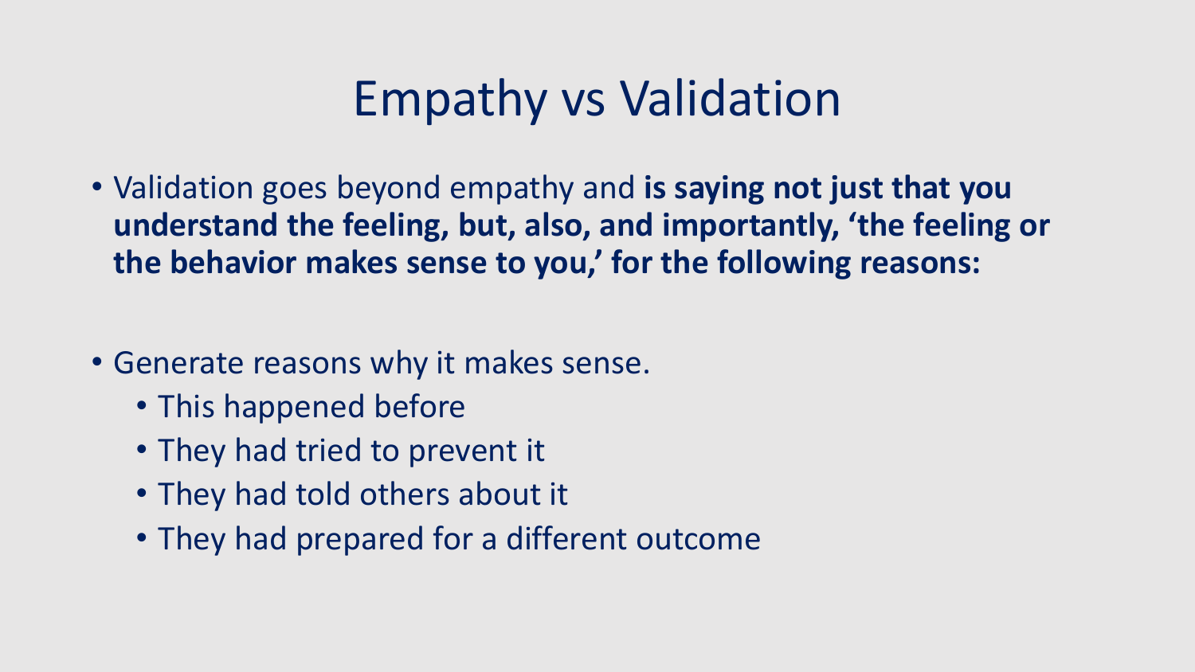# Empathy vs Validation

- Validation goes beyond empathy and **is saying not just that you understand the feeling, but, also, and importantly, 'the feeling or the behavior makes sense to you,' for the following reasons:**

- Generate reasons why it makes sense.
  - This happened before
  - They had tried to prevent it
  - They had told others about it
  - They had prepared for a different outcome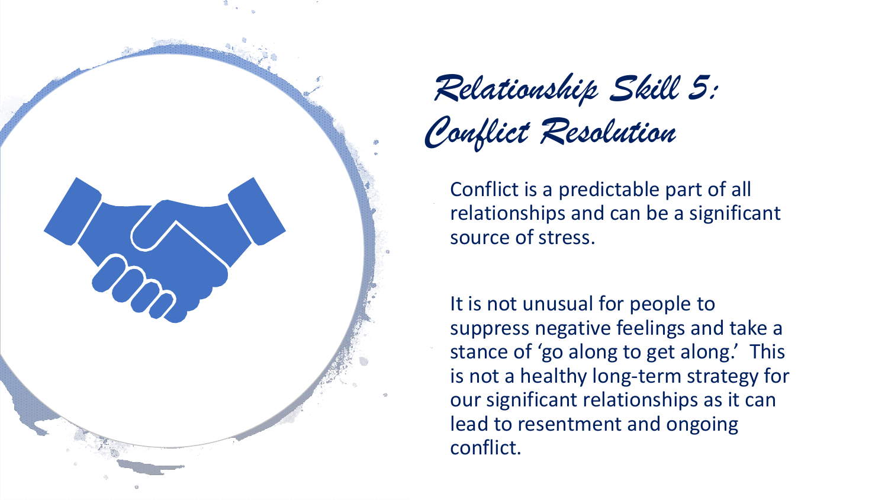# *Relationship Skill 5: Conflict Resolution*

Conflict is a predictable part of all relationships and can be a significant source of stress.

It is not unusual for people to suppress negative feelings and take a stance of 'go along to get along.' This is not a healthy long-term strategy for our significant relationships as it can lead to resentment and ongoing conflict.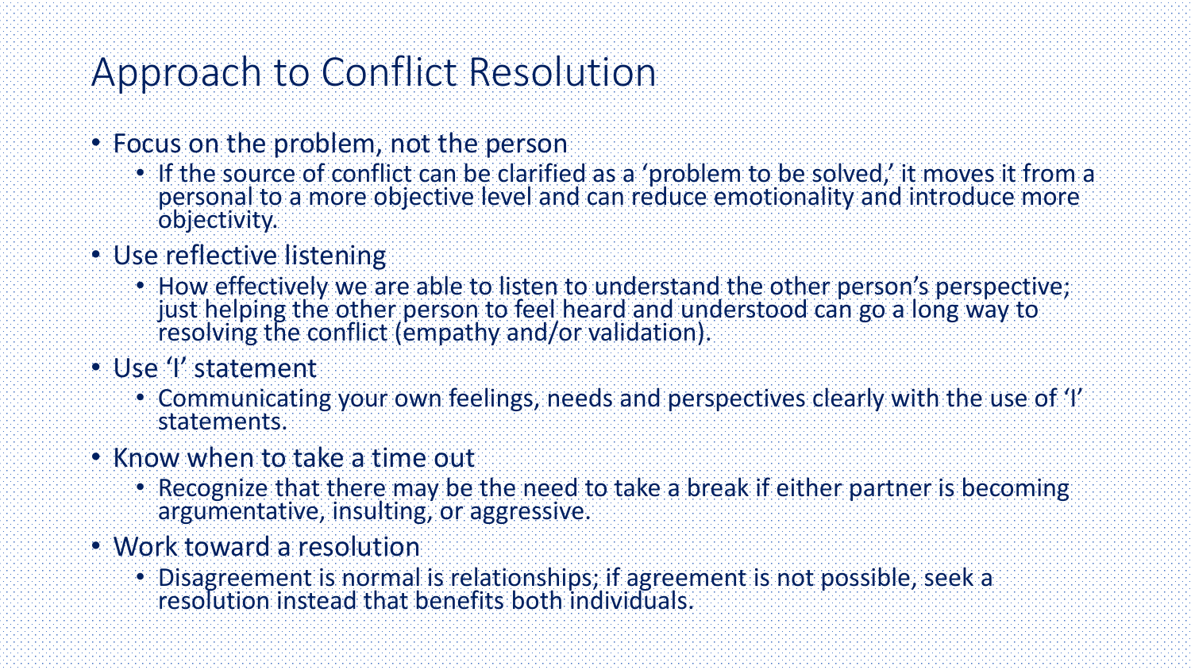# Approach to Conflict Resolution

- Focus on the problem, not the person
  - If the source of conflict can be clarified as a 'problem to be solved,' it moves it from a personal to a more objective level and can reduce emotionality and introduce more objectivity.
- Use reflective listening
  - How effectively we are able to listen to understand the other person's perspective; just helping the other person to feel heard and understood can go a long way to resolving the conflict (empathy and/or validation).
- Use 'I' statement
  - Communicating your own feelings, needs and perspectives clearly with the use of 'I' statements.
- Know when to take a time out
  - Recognize that there may be the need to take a break if either partner is becoming argumentative, insulting, or aggressive.
- Work toward a resolution
  - Disagreement is normal is relationships; if agreement is not possible, seek a resolution instead that benefits both individuals.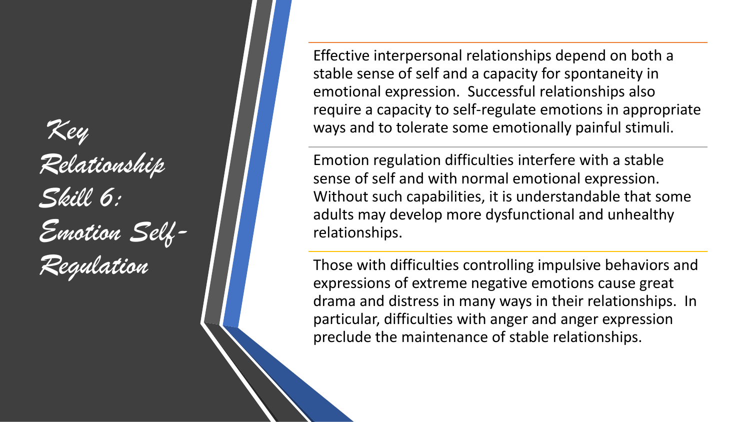# Key Relationship Skill 6: Emotion Self-Regulation

Effective interpersonal relationships depend on both a stable sense of self and a capacity for spontaneity in emotional expression. Successful relationships also require a capacity to self-regulate emotions in appropriate ways and to tolerate some emotionally painful stimuli.

Emotion regulation difficulties interfere with a stable sense of self and with normal emotional expression. Without such capabilities, it is understandable that some adults may develop more dysfunctional and unhealthy relationships.

Those with difficulties controlling impulsive behaviors and expressions of extreme negative emotions cause great drama and distress in many ways in their relationships. In particular, difficulties with anger and anger expression preclude the maintenance of stable relationships.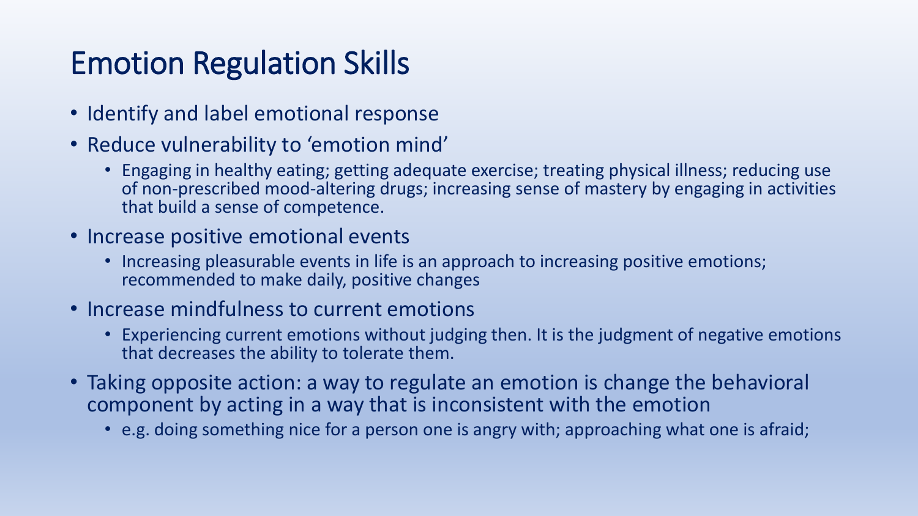# Emotion Regulation Skills

- Identify and label emotional response
- Reduce vulnerability to 'emotion mind'
  - Engaging in healthy eating; getting adequate exercise; treating physical illness; reducing use of non-prescribed mood-altering drugs; increasing sense of mastery by engaging in activities that build a sense of competence.
- Increase positive emotional events
  - Increasing pleasurable events in life is an approach to increasing positive emotions; recommended to make daily, positive changes
- Increase mindfulness to current emotions
  - Experiencing current emotions without judging then. It is the judgment of negative emotions that decreases the ability to tolerate them.
- Taking opposite action: a way to regulate an emotion is change the behavioral component by acting in a way that is inconsistent with the emotion
  - e.g. doing something nice for a person one is angry with; approaching what one is afraid;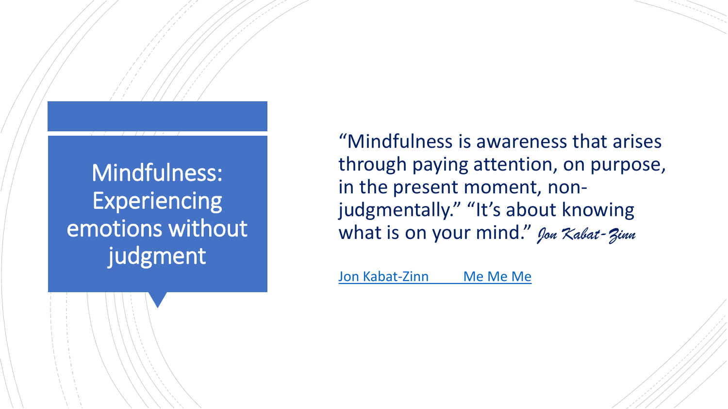# Mindfulness: Experiencing emotions without judgment

"Mindfulness is awareness that arises through paying attention, on purpose, in the present moment, non-judgmentally." "It's about knowing what is on your mind." *Jon Kabat-Zinn*

Jon Kabat-Zinn        Me Me Me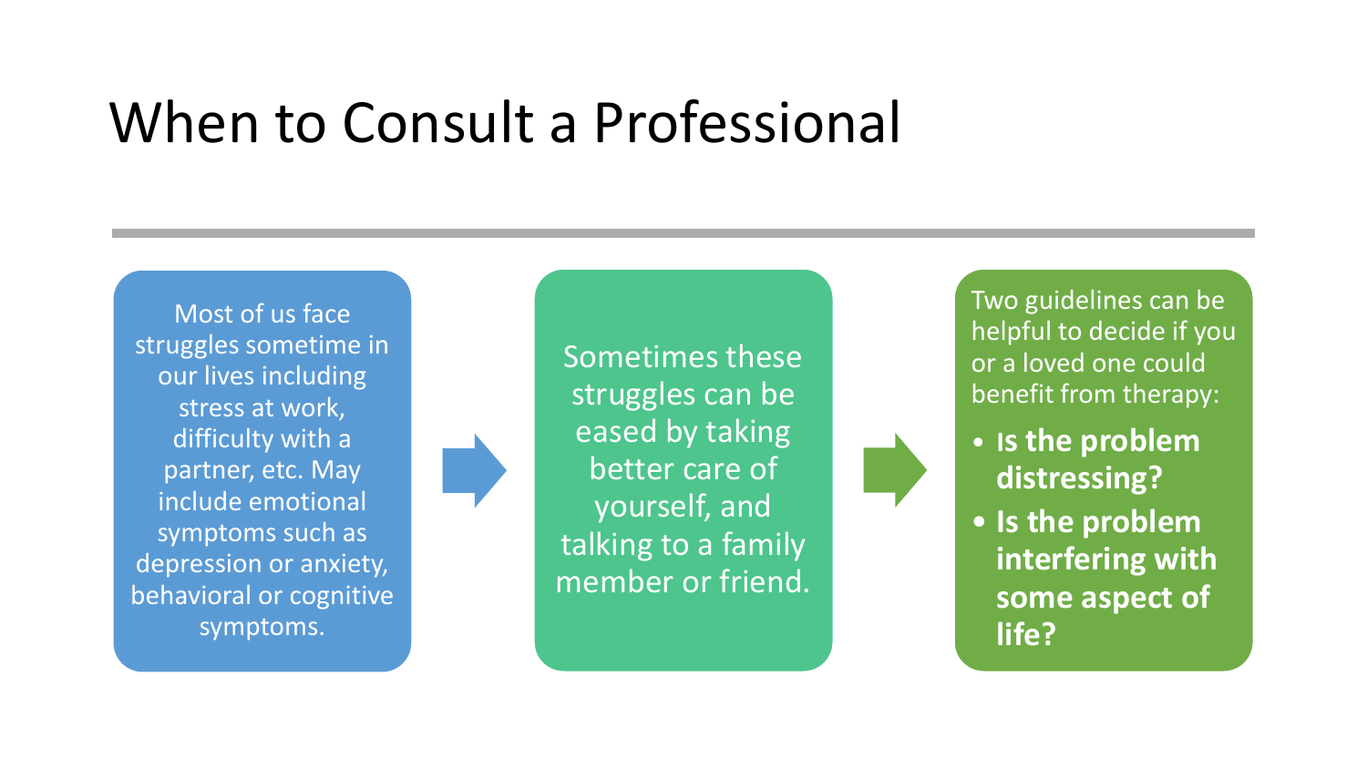# When to Consult a Professional

Most of us face struggles sometime in our lives including stress at work, difficulty with a partner, etc. May include emotional symptoms such as depression or anxiety, behavioral or cognitive symptoms.

Sometimes these struggles can be eased by taking better care of yourself, and talking to a family member or friend.

Two guidelines can be helpful to decide if you or a loved one could benefit from therapy:

- **Is the problem distressing?**
- **Is the problem interfering with some aspect of life?**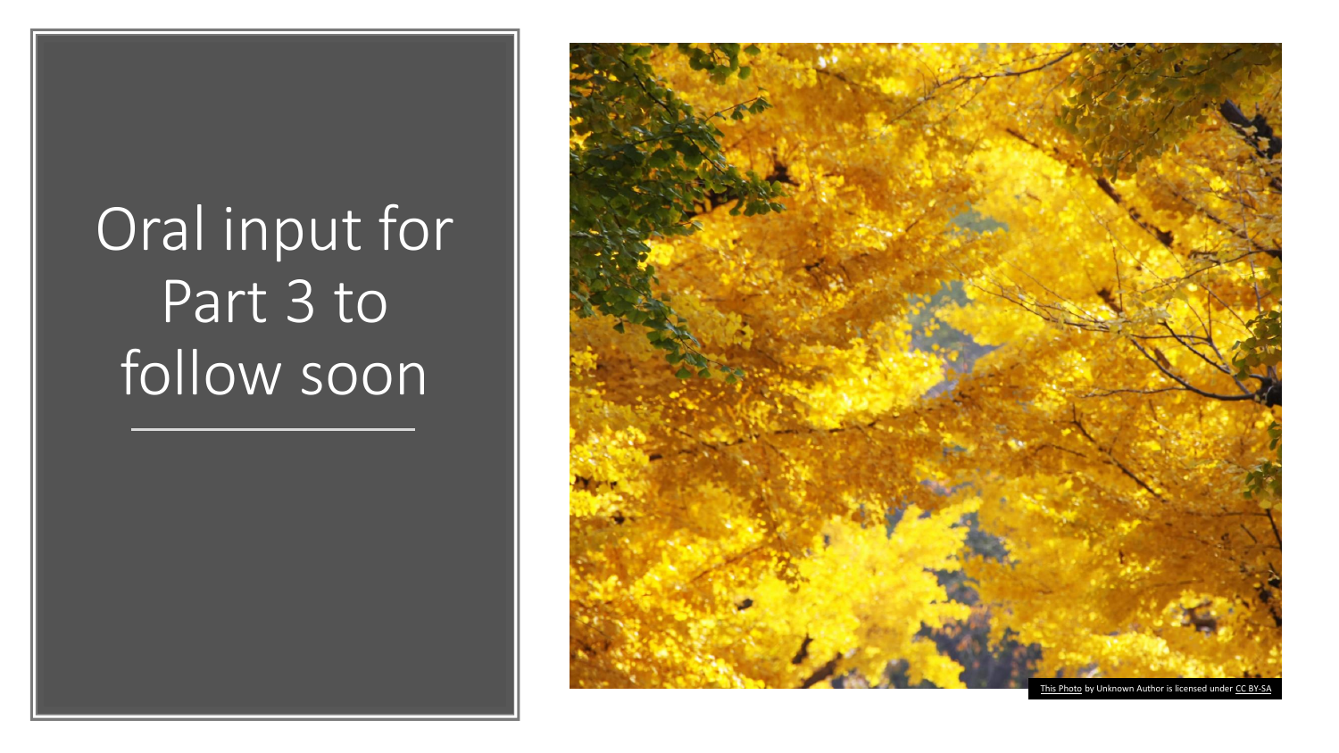# Oral input for Part 3 to follow soon

This Photo by Unknown Author is licensed under CC BY-SA